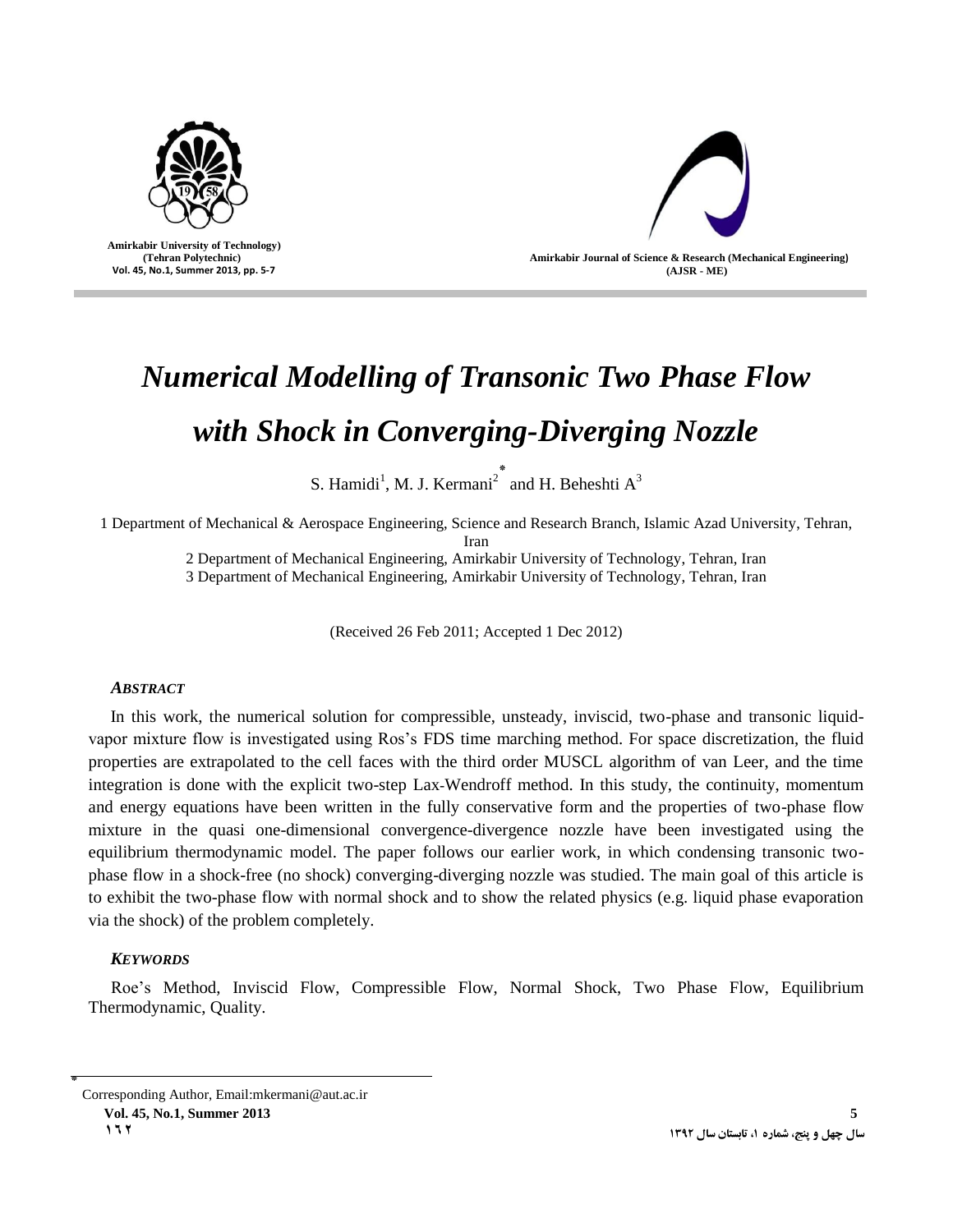# Numerical Modelling of Transonic Two Phase Flow with Shock in Converging-Diverging Nozzle

S. Hamidi[1], M. J. Kermani[2*] and H. Beheshti A[3]

1 Department of Mechanical & Aerospace Engineering, Science and Research Branch, Islamic Azad University, Tehran, Iran

2 Department of Mechanical Engineering, Amirkabir University of Technology, Tehran, Iran

3 Department of Mechanical Engineering, Amirkabir University of Technology, Tehran, Iran

(Received 26 Feb 2011; Accepted 1 Dec 2012)

### *ABSTRACT*

In this work, the numerical solution for compressible, unsteady, inviscid, two-phase and transonic liquid-vapor mixture flow is investigated using Ros's FDS time marching method. For space discretization, the fluid properties are extrapolated to the cell faces with the third order MUSCL algorithm of van Leer, and the time integration is done with the explicit two-step Lax-Wendroff method. In this study, the continuity, momentum and energy equations have been written in the fully conservative form and the properties of two-phase flow mixture in the quasi one-dimensional convergence-divergence nozzle have been investigated using the equilibrium thermodynamic model. The paper follows our earlier work, in which condensing transonic two-phase flow in a shock-free (no shock) converging-diverging nozzle was studied. The main goal of this article is to exhibit the two-phase flow with normal shock and to show the related physics (e.g. liquid phase evaporation via the shock) of the problem completely.

### *KEYWORDS*

Roe's Method, Inviscid Flow, Compressible Flow, Normal Shock, Two Phase Flow, Equilibrium Thermodynamic, Quality.

---

* Corresponding Author, Email:mkermani@aut.ac.ir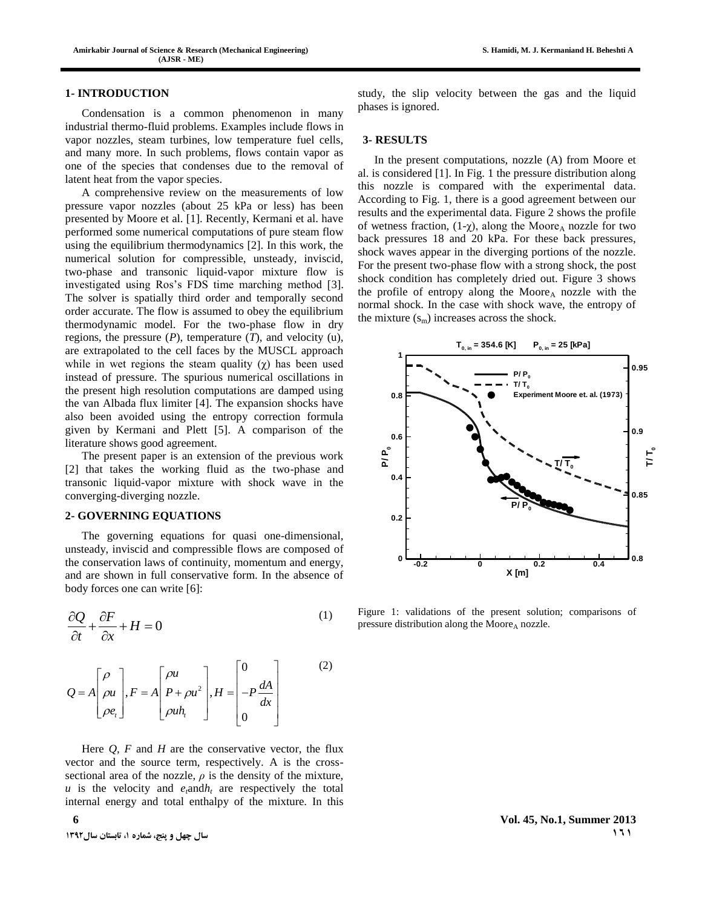## 1- INTRODUCTION

Condensation is a common phenomenon in many industrial thermo-fluid problems. Examples include flows in vapor nozzles, steam turbines, low temperature fuel cells, and many more. In such problems, flows contain vapor as one of the species that condenses due to the removal of latent heat from the vapor species.

A comprehensive review on the measurements of low pressure vapor nozzles (about 25 kPa or less) has been presented by Moore et al. [1]. Recently, Kermani et al. have performed some numerical computations of pure steam flow using the equilibrium thermodynamics [2]. In this work, the numerical solution for compressible, unsteady, inviscid, two-phase and transonic liquid-vapor mixture flow is investigated using Ros's FDS time marching method [3]. The solver is spatially third order and temporally second order accurate. The flow is assumed to obey the equilibrium thermodynamic model. For the two-phase flow in dry regions, the pressure ($P$), temperature ($T$), and velocity (u), are extrapolated to the cell faces by the MUSCL approach while in wet regions the steam quality ($\chi$) has been used instead of pressure. The spurious numerical oscillations in the present high resolution computations are damped using the van Albada flux limiter [4]. The expansion shocks have also been avoided using the entropy correction formula given by Kermani and Plett [5]. A comparison of the literature shows good agreement.

The present paper is an extension of the previous work [2] that takes the working fluid as the two-phase and transonic liquid-vapor mixture with shock wave in the converging-diverging nozzle.

## 2- GOVERNING EQUATIONS

The governing equations for quasi one-dimensional, unsteady, inviscid and compressible flows are composed of the conservation laws of continuity, momentum and energy, and are shown in full conservative form. In the absence of body forces one can write [6]:

$$\frac{\partial Q}{\partial t}+\frac{\partial F}{\partial x}+H=0 \tag{1}$$

$$Q=A\begin{bmatrix}\rho \\ \rho u \\ \rho e_t\end{bmatrix}, F=A\begin{bmatrix}\rho u \\ P+\rho u^2 \\ \rho u h_t\end{bmatrix}, H=\begin{bmatrix}0 \\ -P\dfrac{dA}{dx} \\ 0\end{bmatrix} \tag{2}$$

Here $Q$, $F$ and $H$ are the conservative vector, the flux vector and the source term, respectively. A is the cross-sectional area of the nozzle, $\rho$ is the density of the mixture, $u$ is the velocity and $e_t$ and $h_t$ are respectively the total internal energy and total enthalpy of the mixture. In this study, the slip velocity between the gas and the liquid phases is ignored.

## 3- RESULTS

In the present computations, nozzle (A) from Moore et al. is considered [1]. In Fig. 1 the pressure distribution along this nozzle is compared with the experimental data. According to Fig. 1, there is a good agreement between our results and the experimental data. Figure 2 shows the profile of wetness fraction, (1-$\chi$), along the Moore$_A$ nozzle for two back pressures 18 and 20 kPa. For these back pressures, shock waves appear in the diverging portions of the nozzle. For the present two-phase flow with a strong shock, the post shock condition has completely dried out. Figure 3 shows the profile of entropy along the Moore$_A$ nozzle with the normal shock. In the case with shock wave, the entropy of the mixture ($s_m$) increases across the shock.

Figure 1: validations of the present solution; comparisons of pressure distribution along the Moore$_A$ nozzle.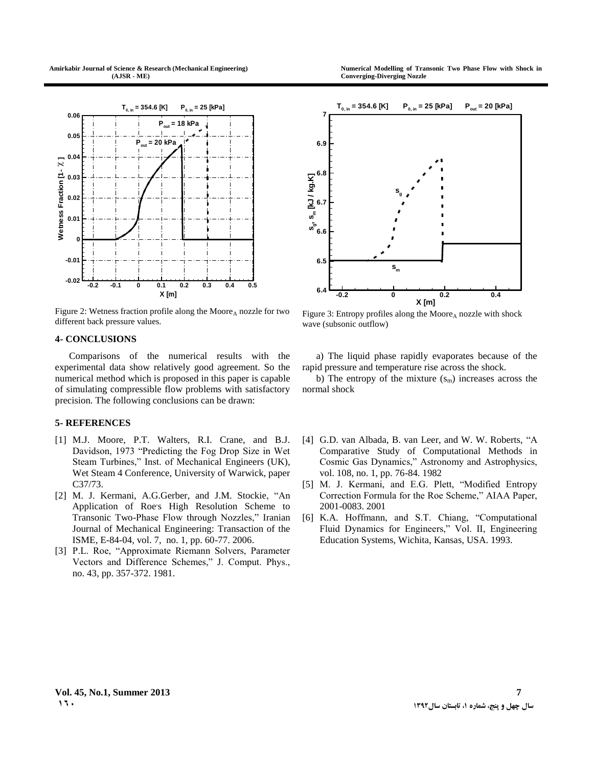T$_{0, in}$ = 354.6 [K]    P$_{0, in}$ = 25 [kPa]

P$_{out}$ = 18 kPa

P$_{out}$ = 20 kPa

Wetness Fraction [1- χ ]

X [m]

0.06
0.05
0.04
0.03
0.02
0.01
0
-0.01
-0.02

-0.2  -0.1  0  0.1  0.2  0.3  0.4  0.5

Figure 2: Wetness fraction profile along the Moore$_A$ nozzle for two different back pressure values.

T$_{0, in}$ = 354.6 [K]    P$_{0, in}$ = 25 [kPa]    P$_{out}$ = 20 [kPa]

s$_g$, s$_m$ [kJ / kg.K]

s$_g$

s$_m$

X [m]

7
6.9
6.8
6.7
6.6
6.5
6.4

-0.2  0  0.2  0.4

Figure 3: Entropy profiles along the Moore$_A$ nozzle with shock wave (subsonic outflow)

## 4- CONCLUSIONS

Comparisons of the numerical results with the experimental data show relatively good agreement. So the numerical method which is proposed in this paper is capable of simulating compressible flow problems with satisfactory precision. The following conclusions can be drawn:

a) The liquid phase rapidly evaporates because of the rapid pressure and temperature rise across the shock.

b) The entropy of the mixture ($s_m$) increases across the normal shock

## 5- REFERENCES

[1] M.J. Moore, P.T. Walters, R.I. Crane, and B.J. Davidson, 1973 "Predicting the Fog Drop Size in Wet Steam Turbines," Inst. of Mechanical Engineers (UK), Wet Steam 4 Conference, University of Warwick, paper C37/73.

[2] M. J. Kermani, A.G.Gerber, and J.M. Stockie, "An Application of Roe's High Resolution Scheme to Transonic Two-Phase Flow through Nozzles," Iranian Journal of Mechanical Engineering: Transaction of the ISME, E-84-04, vol. 7, no. 1, pp. 60-77. 2006.

[3] P.L. Roe, "Approximate Riemann Solvers, Parameter Vectors and Difference Schemes," J. Comput. Phys., no. 43, pp. 357-372. 1981.

[4] G.D. van Albada, B. van Leer, and W. W. Roberts, "A Comparative Study of Computational Methods in Cosmic Gas Dynamics," Astronomy and Astrophysics, vol. 108, no. 1, pp. 76-84. 1982

[5] M. J. Kermani, and E.G. Plett, "Modified Entropy Correction Formula for the Roe Scheme," AIAA Paper, 2001-0083. 2001

[6] K.A. Hoffmann, and S.T. Chiang, "Computational Fluid Dynamics for Engineers," Vol. II, Engineering Education Systems, Wichita, Kansas, USA. 1993.